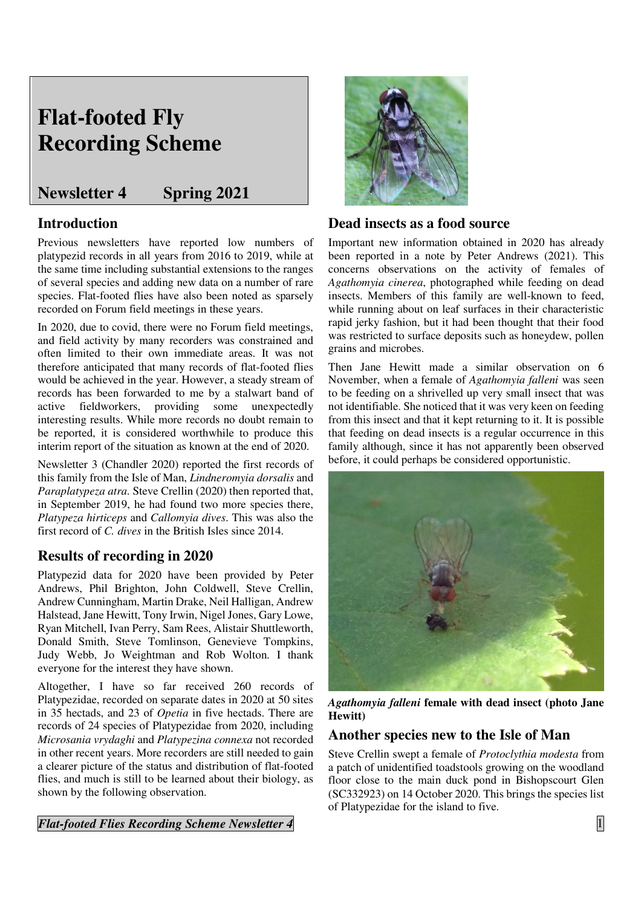# Flat-footed Fly Recording Scheme

## Newsletter 4 Spring 2021

## Introduction

Previous newsletters have reported low numbers of platypezid records in all years from 2016 to 2019, while at the same time including substantial extensions to the ranges of several species and adding new data on a number of rare species. Flat-footed flies have also been noted as sparsely recorded on Forum field meetings in these years.

In 2020, due to covid, there were no Forum field meetings, and field activity by many recorders was constrained and often limited to their own immediate areas. It was not therefore anticipated that many records of flat-footed flies would be achieved in the year. However, a steady stream of records has been forwarded to me by a stalwart band of active fieldworkers, providing some unexpectedly interesting results. While more records no doubt remain to be reported, it is considered worthwhile to produce this interim report of the situation as known at the end of 2020.

Newsletter 3 (Chandler 2020) reported the first records of this family from the Isle of Man, *Lindneromyia dorsalis* and *Paraplatypeza atra*. Steve Crellin (2020) then reported that, in September 2019, he had found two more species there, *Platypeza hirticeps* and *Callomyia dives*. This was also the first record of *C. dives* in the British Isles since 2014.

## Results of recording in 2020

Platypezid data for 2020 have been provided by Peter Andrews, Phil Brighton, John Coldwell, Steve Crellin, Andrew Cunningham, Martin Drake, Neil Halligan, Andrew Halstead, Jane Hewitt, Tony Irwin, Nigel Jones, Gary Lowe, Ryan Mitchell, Ivan Perry, Sam Rees, Alistair Shuttleworth, Donald Smith, Steve Tomlinson, Genevieve Tompkins, Judy Webb, Jo Weightman and Rob Wolton. I thank everyone for the interest they have shown.

Altogether, I have so far received 260 records of Platypezidae, recorded on separate dates in 2020 at 50 sites in 35 hectads, and 23 of *Opetia* in five hectads. There are records of 24 species of Platypezidae from 2020, including *Microsania vrydaghi* and *Platypezina connexa* not recorded in other recent years. More recorders are still needed to gain a clearer picture of the status and distribution of flat-footed flies, and much is still to be learned about their biology, as shown by the following observation.

## Dead insects as a food source

Important new information obtained in 2020 has already been reported in a note by Peter Andrews (2021). This concerns observations on the activity of females of *Agathomyia cinerea*, photographed while feeding on dead insects. Members of this family are well-known to feed, while running about on leaf surfaces in their characteristic rapid jerky fashion, but it had been thought that their food was restricted to surface deposits such as honeydew, pollen grains and microbes.

Then Jane Hewitt made a similar observation on 6 November, when a female of *Agathomyia falleni* was seen to be feeding on a shrivelled up very small insect that was not identifiable. She noticed that it was very keen on feeding from this insect and that it kept returning to it. It is possible that feeding on dead insects is a regular occurrence in this family although, since it has not apparently been observed before, it could perhaps be considered opportunistic.

***Agathomyia falleni*** **female with dead insect (photo Jane Hewitt)**

## Another species new to the Isle of Man

Steve Crellin swept a female of *Protoclythia modesta* from a patch of unidentified toadstools growing on the woodland floor close to the main duck pond in Bishopscourt Glen (SC332923) on 14 October 2020. This brings the species list of Platypezidae for the island to five.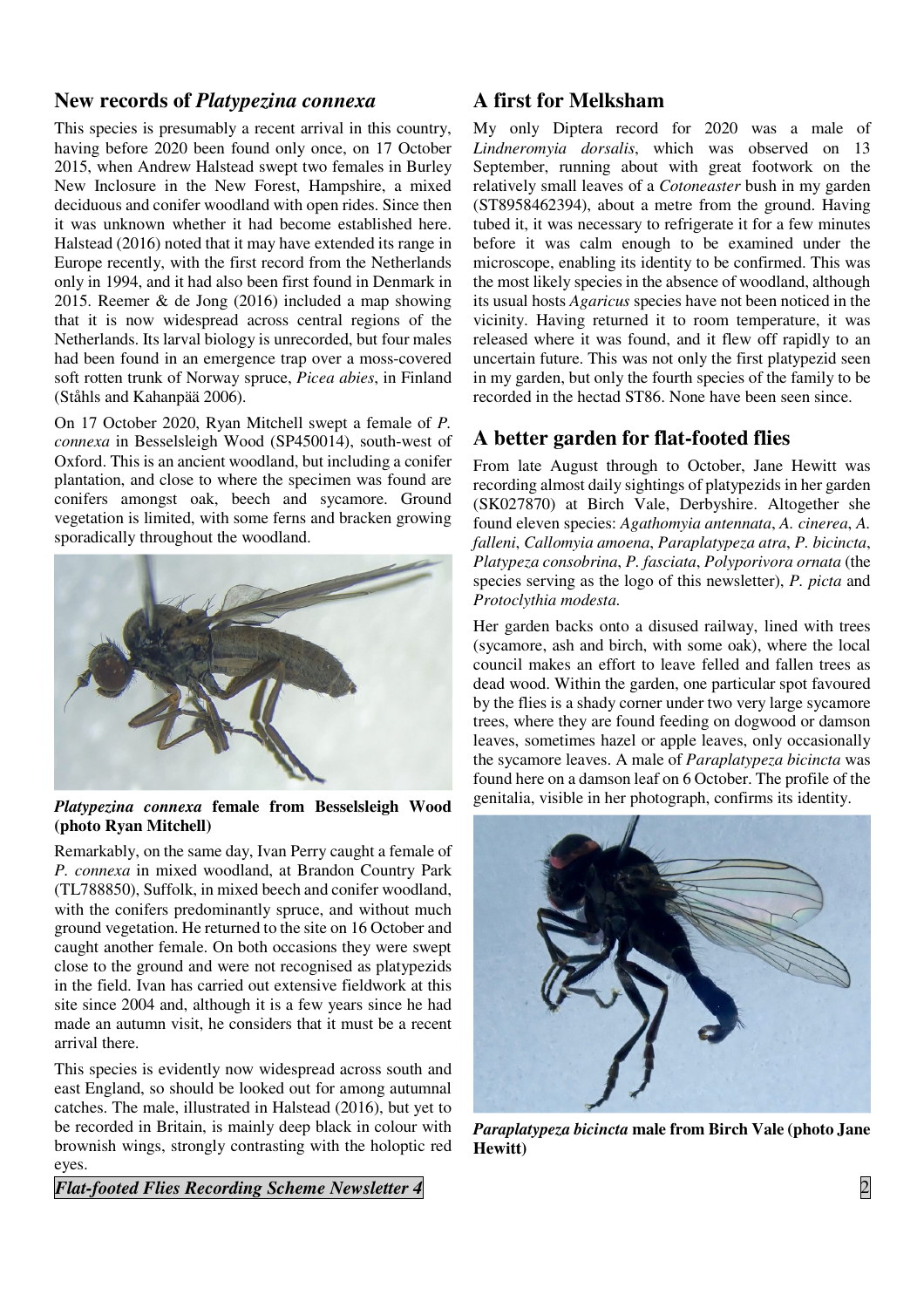## New records of *Platypezina connexa*

This species is presumably a recent arrival in this country, having before 2020 been found only once, on 17 October 2015, when Andrew Halstead swept two females in Burley New Inclosure in the New Forest, Hampshire, a mixed deciduous and conifer woodland with open rides. Since then it was unknown whether it had become established here. Halstead (2016) noted that it may have extended its range in Europe recently, with the first record from the Netherlands only in 1994, and it had also been first found in Denmark in 2015. Reemer & de Jong (2016) included a map showing that it is now widespread across central regions of the Netherlands. Its larval biology is unrecorded, but four males had been found in an emergence trap over a moss-covered soft rotten trunk of Norway spruce, *Picea abies*, in Finland (Ståhls and Kahanpää 2006).

On 17 October 2020, Ryan Mitchell swept a female of *P. connexa* in Besselsleigh Wood (SP450014), south-west of Oxford. This is an ancient woodland, but including a conifer plantation, and close to where the specimen was found are conifers amongst oak, beech and sycamore. Ground vegetation is limited, with some ferns and bracken growing sporadically throughout the woodland.

***Platypezina connexa* female from Besselsleigh Wood (photo Ryan Mitchell)**

Remarkably, on the same day, Ivan Perry caught a female of *P. connexa* in mixed woodland, at Brandon Country Park (TL788850), Suffolk, in mixed beech and conifer woodland, with the conifers predominantly spruce, and without much ground vegetation. He returned to the site on 16 October and caught another female. On both occasions they were swept close to the ground and were not recognised as platypezids in the field. Ivan has carried out extensive fieldwork at this site since 2004 and, although it is a few years since he had made an autumn visit, he considers that it must be a recent arrival there.

This species is evidently now widespread across south and east England, so should be looked out for among autumnal catches. The male, illustrated in Halstead (2016), but yet to be recorded in Britain, is mainly deep black in colour with brownish wings, strongly contrasting with the holoptic red eyes.

## A first for Melksham

My only Diptera record for 2020 was a male of *Lindneromyia dorsalis*, which was observed on 13 September, running about with great footwork on the relatively small leaves of a *Cotoneaster* bush in my garden (ST8958462394), about a metre from the ground. Having tubed it, it was necessary to refrigerate it for a few minutes before it was calm enough to be examined under the microscope, enabling its identity to be confirmed. This was the most likely species in the absence of woodland, although its usual hosts *Agaricus* species have not been noticed in the vicinity. Having returned it to room temperature, it was released where it was found, and it flew off rapidly to an uncertain future. This was not only the first platypezid seen in my garden, but only the fourth species of the family to be recorded in the hectad ST86. None have been seen since.

## A better garden for flat-footed flies

From late August through to October, Jane Hewitt was recording almost daily sightings of platypezids in her garden (SK027870) at Birch Vale, Derbyshire. Altogether she found eleven species: *Agathomyia antennata*, *A. cinerea*, *A. falleni*, *Callomyia amoena*, *Paraplatypeza atra*, *P. bicincta*, *Platypeza consobrina*, *P. fasciata*, *Polyporivora ornata* (the species serving as the logo of this newsletter), *P. picta* and *Protoclythia modesta*.

Her garden backs onto a disused railway, lined with trees (sycamore, ash and birch, with some oak), where the local council makes an effort to leave felled and fallen trees as dead wood. Within the garden, one particular spot favoured by the flies is a shady corner under two very large sycamore trees, where they are found feeding on dogwood or damson leaves, sometimes hazel or apple leaves, only occasionally the sycamore leaves. A male of *Paraplatypeza bicincta* was found here on a damson leaf on 6 October. The profile of the genitalia, visible in her photograph, confirms its identity.

***Paraplatypeza bicincta* male from Birch Vale (photo Jane Hewitt)**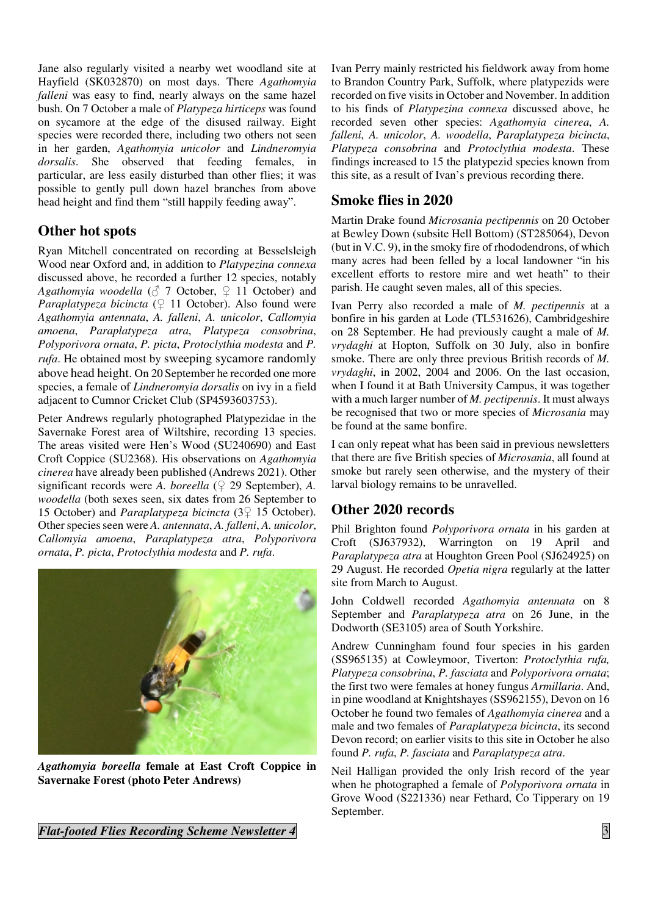Jane also regularly visited a nearby wet woodland site at Hayfield (SK032870) on most days. There *Agathomyia falleni* was easy to find, nearly always on the same hazel bush. On 7 October a male of *Platypeza hirticeps* was found on sycamore at the edge of the disused railway. Eight species were recorded there, including two others not seen in her garden, *Agathomyia unicolor* and *Lindneromyia dorsalis*. She observed that feeding females, in particular, are less easily disturbed than other flies; it was possible to gently pull down hazel branches from above head height and find them "still happily feeding away".

## Other hot spots

Ryan Mitchell concentrated on recording at Besselsleigh Wood near Oxford and, in addition to *Platypezina connexa* discussed above, he recorded a further 12 species, notably *Agathomyia woodella* (♂ 7 October, ♀ 11 October) and *Paraplatypeza bicincta* (♀ 11 October). Also found were *Agathomyia antennata*, *A. falleni*, *A. unicolor*, *Callomyia amoena*, *Paraplatypeza atra*, *Platypeza consobrina*, *Polyporivora ornata*, *P. picta*, *Protoclythia modesta* and *P. rufa*. He obtained most by sweeping sycamore randomly above head height. On 20 September he recorded one more species, a female of *Lindneromyia dorsalis* on ivy in a field adjacent to Cumnor Cricket Club (SP4593603753).

Peter Andrews regularly photographed Platypezidae in the Savernake Forest area of Wiltshire, recording 13 species. The areas visited were Hen's Wood (SU240690) and East Croft Coppice (SU2368). His observations on *Agathomyia cinerea* have already been published (Andrews 2021). Other significant records were *A. boreella* (♀ 29 September), *A. woodella* (both sexes seen, six dates from 26 September to 15 October) and *Paraplatypeza bicincta* (3♀ 15 October). Other species seen were *A. antennata*, *A. falleni*, *A. unicolor*, *Callomyia amoena*, *Paraplatypeza atra*, *Polyporivora ornata*, *P. picta*, *Protoclythia modesta* and *P. rufa*.

***Agathomyia boreella*** **female at East Croft Coppice in Savernake Forest (photo Peter Andrews)**

Ivan Perry mainly restricted his fieldwork away from home to Brandon Country Park, Suffolk, where platypezids were recorded on five visits in October and November. In addition to his finds of *Platypezina connexa* discussed above, he recorded seven other species: *Agathomyia cinerea*, *A. falleni*, *A. unicolor*, *A. woodella*, *Paraplatypeza bicincta*, *Platypeza consobrina* and *Protoclythia modesta*. These findings increased to 15 the platypezid species known from this site, as a result of Ivan's previous recording there.

## Smoke flies in 2020

Martin Drake found *Microsania pectipennis* on 20 October at Bewley Down (subsite Hell Bottom) (ST285064), Devon (but in V.C. 9), in the smoky fire of rhododendrons, of which many acres had been felled by a local landowner "in his excellent efforts to restore mire and wet heath" to their parish. He caught seven males, all of this species.

Ivan Perry also recorded a male of *M. pectipennis* at a bonfire in his garden at Lode (TL531626), Cambridgeshire on 28 September. He had previously caught a male of *M. vrydaghi* at Hopton, Suffolk on 30 July, also in bonfire smoke. There are only three previous British records of *M. vrydaghi*, in 2002, 2004 and 2006. On the last occasion, when I found it at Bath University Campus, it was together with a much larger number of *M. pectipennis*. It must always be recognised that two or more species of *Microsania* may be found at the same bonfire.

I can only repeat what has been said in previous newsletters that there are five British species of *Microsania*, all found at smoke but rarely seen otherwise, and the mystery of their larval biology remains to be unravelled.

## Other 2020 records

Phil Brighton found *Polyporivora ornata* in his garden at Croft (SJ637932), Warrington on 19 April and *Paraplatypeza atra* at Houghton Green Pool (SJ624925) on 29 August. He recorded *Opetia nigra* regularly at the latter site from March to August.

John Coldwell recorded *Agathomyia antennata* on 8 September and *Paraplatypeza atra* on 26 June, in the Dodworth (SE3105) area of South Yorkshire.

Andrew Cunningham found four species in his garden (SS965135) at Cowleymoor, Tiverton: *Protoclythia rufa, Platypeza consobrina*, *P. fasciata* and *Polyporivora ornata*; the first two were females at honey fungus *Armillaria*. And, in pine woodland at Knightshayes (SS962155), Devon on 16 October he found two females of *Agathomyia cinerea* and a male and two females of *Paraplatypeza bicincta*, its second Devon record; on earlier visits to this site in October he also found *P. rufa*, *P. fasciata* and *Paraplatypeza atra*.

Neil Halligan provided the only Irish record of the year when he photographed a female of *Polyporivora ornata* in Grove Wood (S221336) near Fethard, Co Tipperary on 19 September.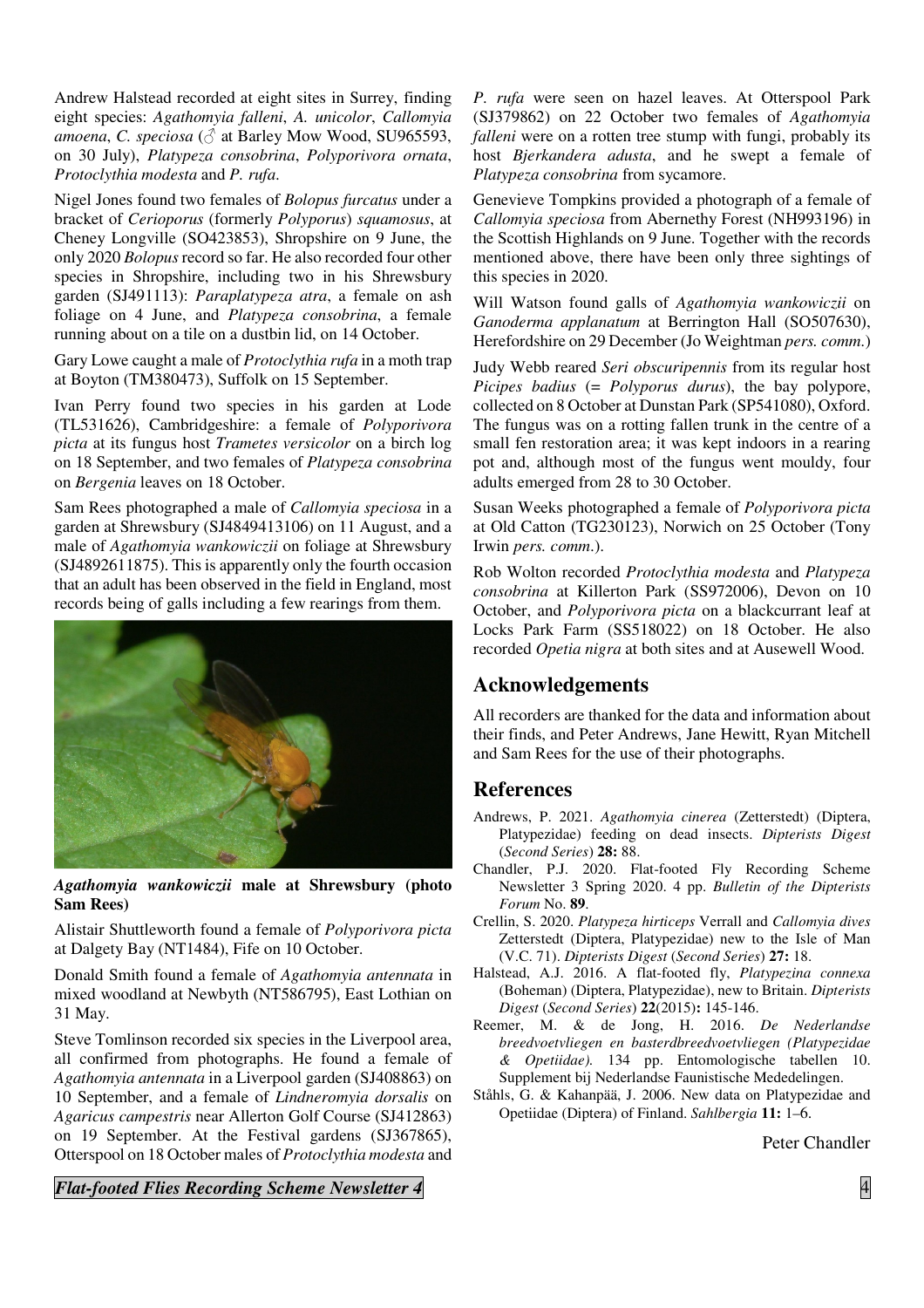Andrew Halstead recorded at eight sites in Surrey, finding eight species: *Agathomyia falleni*, *A. unicolor*, *Callomyia amoena*, *C. speciosa* (♂ at Barley Mow Wood, SU965593, on 30 July), *Platypeza consobrina*, *Polyporivora ornata*, *Protoclythia modesta* and *P. rufa*.

Nigel Jones found two females of *Bolopus furcatus* under a bracket of *Cerioporus* (formerly *Polyporus*) *squamosus*, at Cheney Longville (SO423853), Shropshire on 9 June, the only 2020 *Bolopus* record so far. He also recorded four other species in Shropshire, including two in his Shrewsbury garden (SJ491113): *Paraplatypeza atra*, a female on ash foliage on 4 June, and *Platypeza consobrina*, a female running about on a tile on a dustbin lid, on 14 October.

Gary Lowe caught a male of *Protoclythia rufa* in a moth trap at Boyton (TM380473), Suffolk on 15 September.

Ivan Perry found two species in his garden at Lode (TL531626), Cambridgeshire: a female of *Polyporivora picta* at its fungus host *Trametes versicolor* on a birch log on 18 September, and two females of *Platypeza consobrina* on *Bergenia* leaves on 18 October.

Sam Rees photographed a male of *Callomyia speciosa* in a garden at Shrewsbury (SJ4849413106) on 11 August, and a male of *Agathomyia wankowiczii* on foliage at Shrewsbury (SJ4892611875). This is apparently only the fourth occasion that an adult has been observed in the field in England, most records being of galls including a few rearings from them.

***Agathomyia wankowiczii* male at Shrewsbury (photo Sam Rees)**

Alistair Shuttleworth found a female of *Polyporivora picta* at Dalgety Bay (NT1484), Fife on 10 October.

Donald Smith found a female of *Agathomyia antennata* in mixed woodland at Newbyth (NT586795), East Lothian on 31 May.

Steve Tomlinson recorded six species in the Liverpool area, all confirmed from photographs. He found a female of *Agathomyia antennata* in a Liverpool garden (SJ408863) on 10 September, and a female of *Lindneromyia dorsalis* on *Agaricus campestris* near Allerton Golf Course (SJ412863) on 19 September. At the Festival gardens (SJ367865), Otterspool on 18 October males of *Protoclythia modesta* and *P. rufa* were seen on hazel leaves. At Otterspool Park (SJ379862) on 22 October two females of *Agathomyia falleni* were on a rotten tree stump with fungi, probably its host *Bjerkandera adusta*, and he swept a female of *Platypeza consobrina* from sycamore.

Genevieve Tompkins provided a photograph of a female of *Callomyia speciosa* from Abernethy Forest (NH993196) in the Scottish Highlands on 9 June. Together with the records mentioned above, there have been only three sightings of this species in 2020.

Will Watson found galls of *Agathomyia wankowiczii* on *Ganoderma applanatum* at Berrington Hall (SO507630), Herefordshire on 29 December (Jo Weightman *pers. comm.*)

Judy Webb reared *Seri obscuripennis* from its regular host *Picipes badius* (= *Polyporus durus*), the bay polypore, collected on 8 October at Dunstan Park (SP541080), Oxford. The fungus was on a rotting fallen trunk in the centre of a small fen restoration area; it was kept indoors in a rearing pot and, although most of the fungus went mouldy, four adults emerged from 28 to 30 October.

Susan Weeks photographed a female of *Polyporivora picta* at Old Catton (TG230123), Norwich on 25 October (Tony Irwin *pers. comm.*).

Rob Wolton recorded *Protoclythia modesta* and *Platypeza consobrina* at Killerton Park (SS972006), Devon on 10 October, and *Polyporivora picta* on a blackcurrant leaf at Locks Park Farm (SS518022) on 18 October. He also recorded *Opetia nigra* at both sites and at Ausewell Wood.

## Acknowledgements

All recorders are thanked for the data and information about their finds, and Peter Andrews, Jane Hewitt, Ryan Mitchell and Sam Rees for the use of their photographs.

## References

- Andrews, P. 2021. *Agathomyia cinerea* (Zetterstedt) (Diptera, Platypezidae) feeding on dead insects. *Dipterists Digest* (*Second Series*) **28:** 88.
- Chandler, P.J. 2020. Flat-footed Fly Recording Scheme Newsletter 3 Spring 2020. 4 pp. *Bulletin of the Dipterists Forum* No. **89**.
- Crellin, S. 2020. *Platypeza hirticeps* Verrall and *Callomyia dives* Zetterstedt (Diptera, Platypezidae) new to the Isle of Man (V.C. 71). *Dipterists Digest* (*Second Series*) **27:** 18.
- Halstead, A.J. 2016. A flat-footed fly, *Platypezina connexa* (Boheman) (Diptera, Platypezidae), new to Britain. *Dipterists Digest* (*Second Series*) **22**(2015)**:** 145-146.
- Reemer, M. & de Jong, H. 2016. *De Nederlandse breedvoetvliegen en basterdbreedvoetvliegen (Platypezidae & Opetiidae).* 134 pp. Entomologische tabellen 10. Supplement bij Nederlandse Faunistische Mededelingen.
- Ståhls, G. & Kahanpää, J. 2006. New data on Platypezidae and Opetiidae (Diptera) of Finland. *Sahlbergia* **11:** 1–6.

Peter Chandler